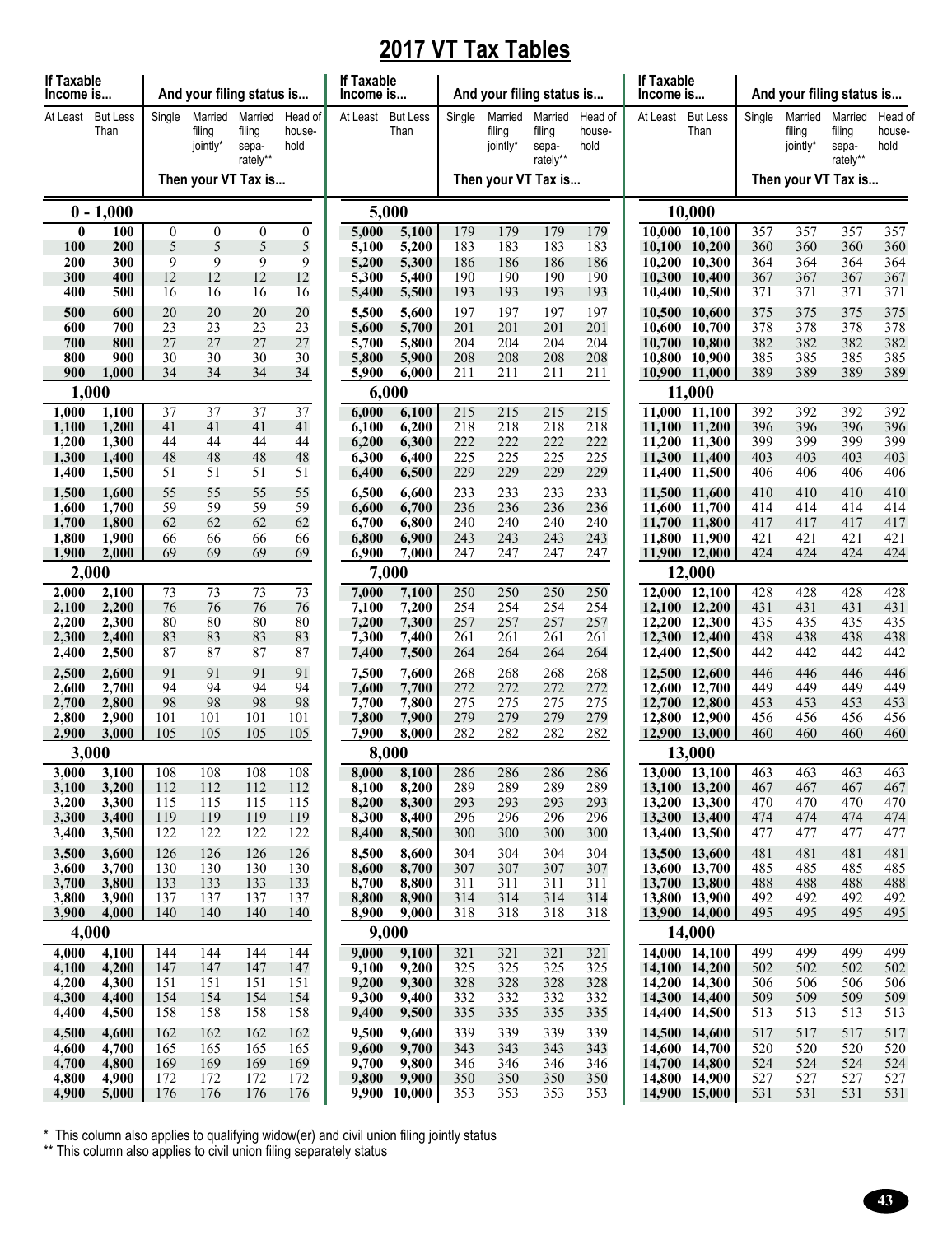# 2017 VT Tax Tables

| If Taxable Income is... | | And your filing status is... | | | | If Taxable Income is... | | And your filing status is... | | | | If Taxable Income is... | | And your filing status is... | | | |
|---|---|---|---|---|---|---|---|---|---|---|---|---|---|---|---|---|---|
| At Least | But Less Than | Single | Married filing jointly* | Married filing sepa-rately** | Head of house-hold | At Least | But Less Than | Single | Married filing jointly* | Married filing sepa-rately** | Head of house-hold | At Least | But Less Than | Single | Married filing jointly* | Married filing sepa-rately** | Head of house-hold |
| | | Then your VT Tax is... | | | | | | Then your VT Tax is... | | | | | | Then your VT Tax is... | | | |
| **0 - 1,000** | | | | | | **5,000** | | | | | | **10,000** | | | | | |
| 0 | 100 | 0 | 0 | 0 | 0 | 5,000 | 5,100 | 179 | 179 | 179 | 179 | 10,000 | 10,100 | 357 | 357 | 357 | 357 |
| 100 | 200 | 5 | 5 | 5 | 5 | 5,100 | 5,200 | 183 | 183 | 183 | 183 | 10,100 | 10,200 | 360 | 360 | 360 | 360 |
| 200 | 300 | 9 | 9 | 9 | 9 | 5,200 | 5,300 | 186 | 186 | 186 | 186 | 10,200 | 10,300 | 364 | 364 | 364 | 364 |
| 300 | 400 | 12 | 12 | 12 | 12 | 5,300 | 5,400 | 190 | 190 | 190 | 190 | 10,300 | 10,400 | 367 | 367 | 367 | 367 |
| 400 | 500 | 16 | 16 | 16 | 16 | 5,400 | 5,500 | 193 | 193 | 193 | 193 | 10,400 | 10,500 | 371 | 371 | 371 | 371 |
| 500 | 600 | 20 | 20 | 20 | 20 | 5,500 | 5,600 | 197 | 197 | 197 | 197 | 10,500 | 10,600 | 375 | 375 | 375 | 375 |
| 600 | 700 | 23 | 23 | 23 | 23 | 5,600 | 5,700 | 201 | 201 | 201 | 201 | 10,600 | 10,700 | 378 | 378 | 378 | 378 |
| 700 | 800 | 27 | 27 | 27 | 27 | 5,700 | 5,800 | 204 | 204 | 204 | 204 | 10,700 | 10,800 | 382 | 382 | 382 | 382 |
| 800 | 900 | 30 | 30 | 30 | 30 | 5,800 | 5,900 | 208 | 208 | 208 | 208 | 10,800 | 10,900 | 385 | 385 | 385 | 385 |
| 900 | 1,000 | 34 | 34 | 34 | 34 | 5,900 | 6,000 | 211 | 211 | 211 | 211 | 10,900 | 11,000 | 389 | 389 | 389 | 389 |
| **1,000** | | | | | | **6,000** | | | | | | **11,000** | | | | | |
| 1,000 | 1,100 | 37 | 37 | 37 | 37 | 6,000 | 6,100 | 215 | 215 | 215 | 215 | 11,000 | 11,100 | 392 | 392 | 392 | 392 |
| 1,100 | 1,200 | 41 | 41 | 41 | 41 | 6,100 | 6,200 | 218 | 218 | 218 | 218 | 11,100 | 11,200 | 396 | 396 | 396 | 396 |
| 1,200 | 1,300 | 44 | 44 | 44 | 44 | 6,200 | 6,300 | 222 | 222 | 222 | 222 | 11,200 | 11,300 | 399 | 399 | 399 | 399 |
| 1,300 | 1,400 | 48 | 48 | 48 | 48 | 6,300 | 6,400 | 225 | 225 | 225 | 225 | 11,300 | 11,400 | 403 | 403 | 403 | 403 |
| 1,400 | 1,500 | 51 | 51 | 51 | 51 | 6,400 | 6,500 | 229 | 229 | 229 | 229 | 11,400 | 11,500 | 406 | 406 | 406 | 406 |
| 1,500 | 1,600 | 55 | 55 | 55 | 55 | 6,500 | 6,600 | 233 | 233 | 233 | 233 | 11,500 | 11,600 | 410 | 410 | 410 | 410 |
| 1,600 | 1,700 | 59 | 59 | 59 | 59 | 6,600 | 6,700 | 236 | 236 | 236 | 236 | 11,600 | 11,700 | 414 | 414 | 414 | 414 |
| 1,700 | 1,800 | 62 | 62 | 62 | 62 | 6,700 | 6,800 | 240 | 240 | 240 | 240 | 11,700 | 11,800 | 417 | 417 | 417 | 417 |
| 1,800 | 1,900 | 66 | 66 | 66 | 66 | 6,800 | 6,900 | 243 | 243 | 243 | 243 | 11,800 | 11,900 | 421 | 421 | 421 | 421 |
| 1,900 | 2,000 | 69 | 69 | 69 | 69 | 6,900 | 7,000 | 247 | 247 | 247 | 247 | 11,900 | 12,000 | 424 | 424 | 424 | 424 |
| **2,000** | | | | | | **7,000** | | | | | | **12,000** | | | | | |
| 2,000 | 2,100 | 73 | 73 | 73 | 73 | 7,000 | 7,100 | 250 | 250 | 250 | 250 | 12,000 | 12,100 | 428 | 428 | 428 | 428 |
| 2,100 | 2,200 | 76 | 76 | 76 | 76 | 7,100 | 7,200 | 254 | 254 | 254 | 254 | 12,100 | 12,200 | 431 | 431 | 431 | 431 |
| 2,200 | 2,300 | 80 | 80 | 80 | 80 | 7,200 | 7,300 | 257 | 257 | 257 | 257 | 12,200 | 12,300 | 435 | 435 | 435 | 435 |
| 2,300 | 2,400 | 83 | 83 | 83 | 83 | 7,300 | 7,400 | 261 | 261 | 261 | 261 | 12,300 | 12,400 | 438 | 438 | 438 | 438 |
| 2,400 | 2,500 | 87 | 87 | 87 | 87 | 7,400 | 7,500 | 264 | 264 | 264 | 264 | 12,400 | 12,500 | 442 | 442 | 442 | 442 |
| 2,500 | 2,600 | 91 | 91 | 91 | 91 | 7,500 | 7,600 | 268 | 268 | 268 | 268 | 12,500 | 12,600 | 446 | 446 | 446 | 446 |
| 2,600 | 2,700 | 94 | 94 | 94 | 94 | 7,600 | 7,700 | 272 | 272 | 272 | 272 | 12,600 | 12,700 | 449 | 449 | 449 | 449 |
| 2,700 | 2,800 | 98 | 98 | 98 | 98 | 7,700 | 7,800 | 275 | 275 | 275 | 275 | 12,700 | 12,800 | 453 | 453 | 453 | 453 |
| 2,800 | 2,900 | 101 | 101 | 101 | 101 | 7,800 | 7,900 | 279 | 279 | 279 | 279 | 12,800 | 12,900 | 456 | 456 | 456 | 456 |
| 2,900 | 3,000 | 105 | 105 | 105 | 105 | 7,900 | 8,000 | 282 | 282 | 282 | 282 | 12,900 | 13,000 | 460 | 460 | 460 | 460 |
| **3,000** | | | | | | **8,000** | | | | | | **13,000** | | | | | |
| 3,000 | 3,100 | 108 | 108 | 108 | 108 | 8,000 | 8,100 | 286 | 286 | 286 | 286 | 13,000 | 13,100 | 463 | 463 | 463 | 463 |
| 3,100 | 3,200 | 112 | 112 | 112 | 112 | 8,100 | 8,200 | 289 | 289 | 289 | 289 | 13,100 | 13,200 | 467 | 467 | 467 | 467 |
| 3,200 | 3,300 | 115 | 115 | 115 | 115 | 8,200 | 8,300 | 293 | 293 | 293 | 293 | 13,200 | 13,300 | 470 | 470 | 470 | 470 |
| 3,300 | 3,400 | 119 | 119 | 119 | 119 | 8,300 | 8,400 | 296 | 296 | 296 | 296 | 13,300 | 13,400 | 474 | 474 | 474 | 474 |
| 3,400 | 3,500 | 122 | 122 | 122 | 122 | 8,400 | 8,500 | 300 | 300 | 300 | 300 | 13,400 | 13,500 | 477 | 477 | 477 | 477 |
| 3,500 | 3,600 | 126 | 126 | 126 | 126 | 8,500 | 8,600 | 304 | 304 | 304 | 304 | 13,500 | 13,600 | 481 | 481 | 481 | 481 |
| 3,600 | 3,700 | 130 | 130 | 130 | 130 | 8,600 | 8,700 | 307 | 307 | 307 | 307 | 13,600 | 13,700 | 485 | 485 | 485 | 485 |
| 3,700 | 3,800 | 133 | 133 | 133 | 133 | 8,700 | 8,800 | 311 | 311 | 311 | 311 | 13,700 | 13,800 | 488 | 488 | 488 | 488 |
| 3,800 | 3,900 | 137 | 137 | 137 | 137 | 8,800 | 8,900 | 314 | 314 | 314 | 314 | 13,800 | 13,900 | 492 | 492 | 492 | 492 |
| 3,900 | 4,000 | 140 | 140 | 140 | 140 | 8,900 | 9,000 | 318 | 318 | 318 | 318 | 13,900 | 14,000 | 495 | 495 | 495 | 495 |
| **4,000** | | | | | | **9,000** | | | | | | **14,000** | | | | | |
| 4,000 | 4,100 | 144 | 144 | 144 | 144 | 9,000 | 9,100 | 321 | 321 | 321 | 321 | 14,000 | 14,100 | 499 | 499 | 499 | 499 |
| 4,100 | 4,200 | 147 | 147 | 147 | 147 | 9,100 | 9,200 | 325 | 325 | 325 | 325 | 14,100 | 14,200 | 502 | 502 | 502 | 502 |
| 4,200 | 4,300 | 151 | 151 | 151 | 151 | 9,200 | 9,300 | 328 | 328 | 328 | 328 | 14,200 | 14,300 | 506 | 506 | 506 | 506 |
| 4,300 | 4,400 | 154 | 154 | 154 | 154 | 9,300 | 9,400 | 332 | 332 | 332 | 332 | 14,300 | 14,400 | 509 | 509 | 509 | 509 |
| 4,400 | 4,500 | 158 | 158 | 158 | 158 | 9,400 | 9,500 | 335 | 335 | 335 | 335 | 14,400 | 14,500 | 513 | 513 | 513 | 513 |
| 4,500 | 4,600 | 162 | 162 | 162 | 162 | 9,500 | 9,600 | 339 | 339 | 339 | 339 | 14,500 | 14,600 | 517 | 517 | 517 | 517 |
| 4,600 | 4,700 | 165 | 165 | 165 | 165 | 9,600 | 9,700 | 343 | 343 | 343 | 343 | 14,600 | 14,700 | 520 | 520 | 520 | 520 |
| 4,700 | 4,800 | 169 | 169 | 169 | 169 | 9,700 | 9,800 | 346 | 346 | 346 | 346 | 14,700 | 14,800 | 524 | 524 | 524 | 524 |
| 4,800 | 4,900 | 172 | 172 | 172 | 172 | 9,800 | 9,900 | 350 | 350 | 350 | 350 | 14,800 | 14,900 | 527 | 527 | 527 | 527 |
| 4,900 | 5,000 | 176 | 176 | 176 | 176 | 9,900 | 10,000 | 353 | 353 | 353 | 353 | 14,900 | 15,000 | 531 | 531 | 531 | 531 |

\* This column also applies to qualifying widow(er) and civil union filing jointly status

\*\* This column also applies to civil union filing separately status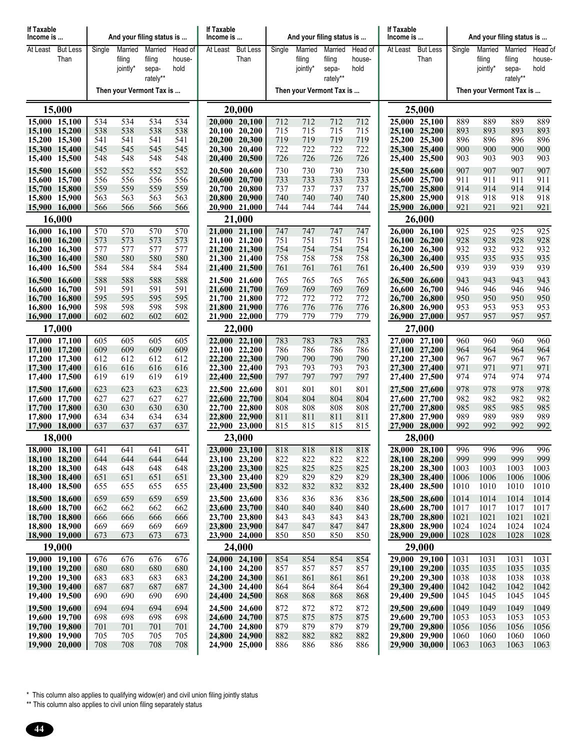| If Taxable Income is ... | | And your filing status is ... | | | | If Taxable Income is ... | | And your filing status is ... | | | | If Taxable Income is ... | | And your filing status is ... | | | |
|---|---|---|---|---|---|---|---|---|---|---|---|---|---|---|---|---|---|
| At Least | But Less Than | Single | Married filing jointly* | Married filing separately** | Head of household | At Least | But Less Than | Single | Married filing jointly* | Married filing separately** | Head of household | At Least | But Less Than | Single | Married filing jointly* | Married filing separately** | Head of household |
| | | Then your Vermont Tax is ... | | | | | | Then your Vermont Tax is ... | | | | | | Then your Vermont Tax is ... | | | |
| **15,000** | | | | | | **20,000** | | | | | | **25,000** | | | | | |
| 15,000 | 15,100 | 534 | 534 | 534 | 534 | 20,000 | 20,100 | 712 | 712 | 712 | 712 | 25,000 | 25,100 | 889 | 889 | 889 | 889 |
| 15,100 | 15,200 | 538 | 538 | 538 | 538 | 20,100 | 20,200 | 715 | 715 | 715 | 715 | 25,100 | 25,200 | 893 | 893 | 893 | 893 |
| 15,200 | 15,300 | 541 | 541 | 541 | 541 | 20,200 | 20,300 | 719 | 719 | 719 | 719 | 25,200 | 25,300 | 896 | 896 | 896 | 896 |
| 15,300 | 15,400 | 545 | 545 | 545 | 545 | 20,300 | 20,400 | 722 | 722 | 722 | 722 | 25,300 | 25,400 | 900 | 900 | 900 | 900 |
| 15,400 | 15,500 | 548 | 548 | 548 | 548 | 20,400 | 20,500 | 726 | 726 | 726 | 726 | 25,400 | 25,500 | 903 | 903 | 903 | 903 |
| 15,500 | 15,600 | 552 | 552 | 552 | 552 | 20,500 | 20,600 | 730 | 730 | 730 | 730 | 25,500 | 25,600 | 907 | 907 | 907 | 907 |
| 15,600 | 15,700 | 556 | 556 | 556 | 556 | 20,600 | 20,700 | 733 | 733 | 733 | 733 | 25,600 | 25,700 | 911 | 911 | 911 | 911 |
| 15,700 | 15,800 | 559 | 559 | 559 | 559 | 20,700 | 20,800 | 737 | 737 | 737 | 737 | 25,700 | 25,800 | 914 | 914 | 914 | 914 |
| 15,800 | 15,900 | 563 | 563 | 563 | 563 | 20,800 | 20,900 | 740 | 740 | 740 | 740 | 25,800 | 25,900 | 918 | 918 | 918 | 918 |
| 15,900 | 16,000 | 566 | 566 | 566 | 566 | 20,900 | 21,000 | 744 | 744 | 744 | 744 | 25,900 | 26,000 | 921 | 921 | 921 | 921 |
| **16,000** | | | | | | **21,000** | | | | | | **26,000** | | | | | |
| 16,000 | 16,100 | 570 | 570 | 570 | 570 | 21,000 | 21,100 | 747 | 747 | 747 | 747 | 26,000 | 26,100 | 925 | 925 | 925 | 925 |
| 16,100 | 16,200 | 573 | 573 | 573 | 573 | 21,100 | 21,200 | 751 | 751 | 751 | 751 | 26,100 | 26,200 | 928 | 928 | 928 | 928 |
| 16,200 | 16,300 | 577 | 577 | 577 | 577 | 21,200 | 21,300 | 754 | 754 | 754 | 754 | 26,200 | 26,300 | 932 | 932 | 932 | 932 |
| 16,300 | 16,400 | 580 | 580 | 580 | 580 | 21,300 | 21,400 | 758 | 758 | 758 | 758 | 26,300 | 26,400 | 935 | 935 | 935 | 935 |
| 16,400 | 16,500 | 584 | 584 | 584 | 584 | 21,400 | 21,500 | 761 | 761 | 761 | 761 | 26,400 | 26,500 | 939 | 939 | 939 | 939 |
| 16,500 | 16,600 | 588 | 588 | 588 | 588 | 21,500 | 21,600 | 765 | 765 | 765 | 765 | 26,500 | 26,600 | 943 | 943 | 943 | 943 |
| 16,600 | 16,700 | 591 | 591 | 591 | 591 | 21,600 | 21,700 | 769 | 769 | 769 | 769 | 26,600 | 26,700 | 946 | 946 | 946 | 946 |
| 16,700 | 16,800 | 595 | 595 | 595 | 595 | 21,700 | 21,800 | 772 | 772 | 772 | 772 | 26,700 | 26,800 | 950 | 950 | 950 | 950 |
| 16,800 | 16,900 | 598 | 598 | 598 | 598 | 21,800 | 21,900 | 776 | 776 | 776 | 776 | 26,800 | 26,900 | 953 | 953 | 953 | 953 |
| 16,900 | 17,000 | 602 | 602 | 602 | 602 | 21,900 | 22,000 | 779 | 779 | 779 | 779 | 26,900 | 27,000 | 957 | 957 | 957 | 957 |
| **17,000** | | | | | | **22,000** | | | | | | **27,000** | | | | | |
| 17,000 | 17,100 | 605 | 605 | 605 | 605 | 22,000 | 22,100 | 783 | 783 | 783 | 783 | 27,000 | 27,100 | 960 | 960 | 960 | 960 |
| 17,100 | 17,200 | 609 | 609 | 609 | 609 | 22,100 | 22,200 | 786 | 786 | 786 | 786 | 27,100 | 27,200 | 964 | 964 | 964 | 964 |
| 17,200 | 17,300 | 612 | 612 | 612 | 612 | 22,200 | 22,300 | 790 | 790 | 790 | 790 | 27,200 | 27,300 | 967 | 967 | 967 | 967 |
| 17,300 | 17,400 | 616 | 616 | 616 | 616 | 22,300 | 22,400 | 793 | 793 | 793 | 793 | 27,300 | 27,400 | 971 | 971 | 971 | 971 |
| 17,400 | 17,500 | 619 | 619 | 619 | 619 | 22,400 | 22,500 | 797 | 797 | 797 | 797 | 27,400 | 27,500 | 974 | 974 | 974 | 974 |
| 17,500 | 17,600 | 623 | 623 | 623 | 623 | 22,500 | 22,600 | 801 | 801 | 801 | 801 | 27,500 | 27,600 | 978 | 978 | 978 | 978 |
| 17,600 | 17,700 | 627 | 627 | 627 | 627 | 22,600 | 22,700 | 804 | 804 | 804 | 804 | 27,600 | 27,700 | 982 | 982 | 982 | 982 |
| 17,700 | 17,800 | 630 | 630 | 630 | 630 | 22,700 | 22,800 | 808 | 808 | 808 | 808 | 27,700 | 27,800 | 985 | 985 | 985 | 985 |
| 17,800 | 17,900 | 634 | 634 | 634 | 634 | 22,800 | 22,900 | 811 | 811 | 811 | 811 | 27,800 | 27,900 | 989 | 989 | 989 | 989 |
| 17,900 | 18,000 | 637 | 637 | 637 | 637 | 22,900 | 23,000 | 815 | 815 | 815 | 815 | 27,900 | 28,000 | 992 | 992 | 992 | 992 |
| **18,000** | | | | | | **23,000** | | | | | | **28,000** | | | | | |
| 18,000 | 18,100 | 641 | 641 | 641 | 641 | 23,000 | 23,100 | 818 | 818 | 818 | 818 | 28,000 | 28,100 | 996 | 996 | 996 | 996 |
| 18,100 | 18,200 | 644 | 644 | 644 | 644 | 23,100 | 23,200 | 822 | 822 | 822 | 822 | 28,100 | 28,200 | 999 | 999 | 999 | 999 |
| 18,200 | 18,300 | 648 | 648 | 648 | 648 | 23,200 | 23,300 | 825 | 825 | 825 | 825 | 28,200 | 28,300 | 1003 | 1003 | 1003 | 1003 |
| 18,300 | 18,400 | 651 | 651 | 651 | 651 | 23,300 | 23,400 | 829 | 829 | 829 | 829 | 28,300 | 28,400 | 1006 | 1006 | 1006 | 1006 |
| 18,400 | 18,500 | 655 | 655 | 655 | 655 | 23,400 | 23,500 | 832 | 832 | 832 | 832 | 28,400 | 28,500 | 1010 | 1010 | 1010 | 1010 |
| 18,500 | 18,600 | 659 | 659 | 659 | 659 | 23,500 | 23,600 | 836 | 836 | 836 | 836 | 28,500 | 28,600 | 1014 | 1014 | 1014 | 1014 |
| 18,600 | 18,700 | 662 | 662 | 662 | 662 | 23,600 | 23,700 | 840 | 840 | 840 | 840 | 28,600 | 28,700 | 1017 | 1017 | 1017 | 1017 |
| 18,700 | 18,800 | 666 | 666 | 666 | 666 | 23,700 | 23,800 | 843 | 843 | 843 | 843 | 28,700 | 28,800 | 1021 | 1021 | 1021 | 1021 |
| 18,800 | 18,900 | 669 | 669 | 669 | 669 | 23,800 | 23,900 | 847 | 847 | 847 | 847 | 28,800 | 28,900 | 1024 | 1024 | 1024 | 1024 |
| 18,900 | 19,000 | 673 | 673 | 673 | 673 | 23,900 | 24,000 | 850 | 850 | 850 | 850 | 28,900 | 29,000 | 1028 | 1028 | 1028 | 1028 |
| **19,000** | | | | | | **24,000** | | | | | | **29,000** | | | | | |
| 19,000 | 19,100 | 676 | 676 | 676 | 676 | 24,000 | 24,100 | 854 | 854 | 854 | 854 | 29,000 | 29,100 | 1031 | 1031 | 1031 | 1031 |
| 19,100 | 19,200 | 680 | 680 | 680 | 680 | 24,100 | 24,200 | 857 | 857 | 857 | 857 | 29,100 | 29,200 | 1035 | 1035 | 1035 | 1035 |
| 19,200 | 19,300 | 683 | 683 | 683 | 683 | 24,200 | 24,300 | 861 | 861 | 861 | 861 | 29,200 | 29,300 | 1038 | 1038 | 1038 | 1038 |
| 19,300 | 19,400 | 687 | 687 | 687 | 687 | 24,300 | 24,400 | 864 | 864 | 864 | 864 | 29,300 | 29,400 | 1042 | 1042 | 1042 | 1042 |
| 19,400 | 19,500 | 690 | 690 | 690 | 690 | 24,400 | 24,500 | 868 | 868 | 868 | 868 | 29,400 | 29,500 | 1045 | 1045 | 1045 | 1045 |
| 19,500 | 19,600 | 694 | 694 | 694 | 694 | 24,500 | 24,600 | 872 | 872 | 872 | 872 | 29,500 | 29,600 | 1049 | 1049 | 1049 | 1049 |
| 19,600 | 19,700 | 698 | 698 | 698 | 698 | 24,600 | 24,700 | 875 | 875 | 875 | 875 | 29,600 | 29,700 | 1053 | 1053 | 1053 | 1053 |
| 19,700 | 19,800 | 701 | 701 | 701 | 701 | 24,700 | 24,800 | 879 | 879 | 879 | 879 | 29,700 | 29,800 | 1056 | 1056 | 1056 | 1056 |
| 19,800 | 19,900 | 705 | 705 | 705 | 705 | 24,800 | 24,900 | 882 | 882 | 882 | 882 | 29,800 | 29,900 | 1060 | 1060 | 1060 | 1060 |
| 19,900 | 20,000 | 708 | 708 | 708 | 708 | 24,900 | 25,000 | 886 | 886 | 886 | 886 | 29,900 | 30,000 | 1063 | 1063 | 1063 | 1063 |

* This column also applies to qualifying widow(er) and civil union filing jointly status

** This column also applies to civil union filing separately status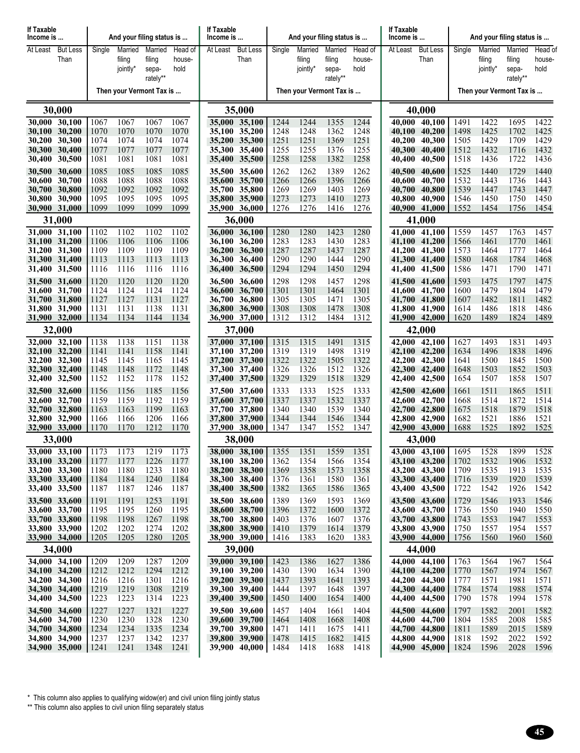| If Taxable Income is ... | | And your filing status is ... | | | |
|---|---|---|---|---|---|
| At Least | But Less Than | Single | Married filing jointly* | Married filing sepa-rately** | Head of house-hold |
| | | Then your Vermont Tax is ... | | | |
| **30,000** | | | | | |
| 30,000 | 30,100 | 1067 | 1067 | 1067 | 1067 |
| 30,100 | 30,200 | 1070 | 1070 | 1070 | 1070 |
| 30,200 | 30,300 | 1074 | 1074 | 1074 | 1074 |
| 30,300 | 30,400 | 1077 | 1077 | 1077 | 1077 |
| 30,400 | 30,500 | 1081 | 1081 | 1081 | 1081 |
| 30,500 | 30,600 | 1085 | 1085 | 1085 | 1085 |
| 30,600 | 30,700 | 1088 | 1088 | 1088 | 1088 |
| 30,700 | 30,800 | 1092 | 1092 | 1092 | 1092 |
| 30,800 | 30,900 | 1095 | 1095 | 1095 | 1095 |
| 30,900 | 31,000 | 1099 | 1099 | 1099 | 1099 |
| **31,000** | | | | | |
| 31,000 | 31,100 | 1102 | 1102 | 1102 | 1102 |
| 31,100 | 31,200 | 1106 | 1106 | 1106 | 1106 |
| 31,200 | 31,300 | 1109 | 1109 | 1109 | 1109 |
| 31,300 | 31,400 | 1113 | 1113 | 1113 | 1113 |
| 31,400 | 31,500 | 1116 | 1116 | 1116 | 1116 |
| 31,500 | 31,600 | 1120 | 1120 | 1120 | 1120 |
| 31,600 | 31,700 | 1124 | 1124 | 1124 | 1124 |
| 31,700 | 31,800 | 1127 | 1127 | 1131 | 1127 |
| 31,800 | 31,900 | 1131 | 1131 | 1138 | 1131 |
| 31,900 | 32,000 | 1134 | 1134 | 1144 | 1134 |
| **32,000** | | | | | |
| 32,000 | 32,100 | 1138 | 1138 | 1151 | 1138 |
| 32,100 | 32,200 | 1141 | 1141 | 1158 | 1141 |
| 32,200 | 32,300 | 1145 | 1145 | 1165 | 1145 |
| 32,300 | 32,400 | 1148 | 1148 | 1172 | 1148 |
| 32,400 | 32,500 | 1152 | 1152 | 1178 | 1152 |
| 32,500 | 32,600 | 1156 | 1156 | 1185 | 1156 |
| 32,600 | 32,700 | 1159 | 1159 | 1192 | 1159 |
| 32,700 | 32,800 | 1163 | 1163 | 1199 | 1163 |
| 32,800 | 32,900 | 1166 | 1166 | 1206 | 1166 |
| 32,900 | 33,000 | 1170 | 1170 | 1212 | 1170 |
| **33,000** | | | | | |
| 33,000 | 33,100 | 1173 | 1173 | 1219 | 1173 |
| 33,100 | 33,200 | 1177 | 1177 | 1226 | 1177 |
| 33,200 | 33,300 | 1180 | 1180 | 1233 | 1180 |
| 33,300 | 33,400 | 1184 | 1184 | 1240 | 1184 |
| 33,400 | 33,500 | 1187 | 1187 | 1246 | 1187 |
| 33,500 | 33,600 | 1191 | 1191 | 1253 | 1191 |
| 33,600 | 33,700 | 1195 | 1195 | 1260 | 1195 |
| 33,700 | 33,800 | 1198 | 1198 | 1267 | 1198 |
| 33,800 | 33,900 | 1202 | 1202 | 1274 | 1202 |
| 33,900 | 34,000 | 1205 | 1205 | 1280 | 1205 |
| **34,000** | | | | | |
| 34,000 | 34,100 | 1209 | 1209 | 1287 | 1209 |
| 34,100 | 34,200 | 1212 | 1212 | 1294 | 1212 |
| 34,200 | 34,300 | 1216 | 1216 | 1301 | 1216 |
| 34,300 | 34,400 | 1219 | 1219 | 1308 | 1219 |
| 34,400 | 34,500 | 1223 | 1223 | 1314 | 1223 |
| 34,500 | 34,600 | 1227 | 1227 | 1321 | 1227 |
| 34,600 | 34,700 | 1230 | 1230 | 1328 | 1230 |
| 34,700 | 34,800 | 1234 | 1234 | 1335 | 1234 |
| 34,800 | 34,900 | 1237 | 1237 | 1342 | 1237 |
| 34,900 | 35,000 | 1241 | 1241 | 1348 | 1241 |
| **35,000** | | | | | |
| 35,000 | 35,100 | 1244 | 1244 | 1355 | 1244 |
| 35,100 | 35,200 | 1248 | 1248 | 1362 | 1248 |
| 35,200 | 35,300 | 1251 | 1251 | 1369 | 1251 |
| 35,300 | 35,400 | 1255 | 1255 | 1376 | 1255 |
| 35,400 | 35,500 | 1258 | 1258 | 1382 | 1258 |
| 35,500 | 35,600 | 1262 | 1262 | 1389 | 1262 |
| 35,600 | 35,700 | 1266 | 1266 | 1396 | 1266 |
| 35,700 | 35,800 | 1269 | 1269 | 1403 | 1269 |
| 35,800 | 35,900 | 1273 | 1273 | 1410 | 1273 |
| 35,900 | 36,000 | 1276 | 1276 | 1416 | 1276 |
| **36,000** | | | | | |
| 36,000 | 36,100 | 1280 | 1280 | 1423 | 1280 |
| 36,100 | 36,200 | 1283 | 1283 | 1430 | 1283 |
| 36,200 | 36,300 | 1287 | 1287 | 1437 | 1287 |
| 36,300 | 36,400 | 1290 | 1290 | 1444 | 1290 |
| 36,400 | 36,500 | 1294 | 1294 | 1450 | 1294 |
| 36,500 | 36,600 | 1298 | 1298 | 1457 | 1298 |
| 36,600 | 36,700 | 1301 | 1301 | 1464 | 1301 |
| 36,700 | 36,800 | 1305 | 1305 | 1471 | 1305 |
| 36,800 | 36,900 | 1308 | 1308 | 1478 | 1308 |
| 36,900 | 37,000 | 1312 | 1312 | 1484 | 1312 |
| **37,000** | | | | | |
| 37,000 | 37,100 | 1315 | 1315 | 1491 | 1315 |
| 37,100 | 37,200 | 1319 | 1319 | 1498 | 1319 |
| 37,200 | 37,300 | 1322 | 1322 | 1505 | 1322 |
| 37,300 | 37,400 | 1326 | 1326 | 1512 | 1326 |
| 37,400 | 37,500 | 1329 | 1329 | 1518 | 1329 |
| 37,500 | 37,600 | 1333 | 1333 | 1525 | 1333 |
| 37,600 | 37,700 | 1337 | 1337 | 1532 | 1337 |
| 37,700 | 37,800 | 1340 | 1340 | 1539 | 1340 |
| 37,800 | 37,900 | 1344 | 1344 | 1546 | 1344 |
| 37,900 | 38,000 | 1347 | 1347 | 1552 | 1347 |
| **38,000** | | | | | |
| 38,000 | 38,100 | 1355 | 1351 | 1559 | 1351 |
| 38,100 | 38,200 | 1362 | 1354 | 1566 | 1354 |
| 38,200 | 38,300 | 1369 | 1358 | 1573 | 1358 |
| 38,300 | 38,400 | 1376 | 1361 | 1580 | 1361 |
| 38,400 | 38,500 | 1382 | 1365 | 1586 | 1365 |
| 38,500 | 38,600 | 1389 | 1369 | 1593 | 1369 |
| 38,600 | 38,700 | 1396 | 1372 | 1600 | 1372 |
| 38,700 | 38,800 | 1403 | 1376 | 1607 | 1376 |
| 38,800 | 38,900 | 1410 | 1379 | 1614 | 1379 |
| 38,900 | 39,000 | 1416 | 1383 | 1620 | 1383 |
| **39,000** | | | | | |
| 39,000 | 39,100 | 1423 | 1386 | 1627 | 1386 |
| 39,100 | 39,200 | 1430 | 1390 | 1634 | 1390 |
| 39,200 | 39,300 | 1437 | 1393 | 1641 | 1393 |
| 39,300 | 39,400 | 1444 | 1397 | 1648 | 1397 |
| 39,400 | 39,500 | 1450 | 1400 | 1654 | 1400 |
| 39,500 | 39,600 | 1457 | 1404 | 1661 | 1404 |
| 39,600 | 39,700 | 1464 | 1408 | 1668 | 1408 |
| 39,700 | 39,800 | 1471 | 1411 | 1675 | 1411 |
| 39,800 | 39,900 | 1478 | 1415 | 1682 | 1415 |
| 39,900 | 40,000 | 1484 | 1418 | 1688 | 1418 |
| **40,000** | | | | | |
| 40,000 | 40,100 | 1491 | 1422 | 1695 | 1422 |
| 40,100 | 40,200 | 1498 | 1425 | 1702 | 1425 |
| 40,200 | 40,300 | 1505 | 1429 | 1709 | 1429 |
| 40,300 | 40,400 | 1512 | 1432 | 1716 | 1432 |
| 40,400 | 40,500 | 1518 | 1436 | 1722 | 1436 |
| 40,500 | 40,600 | 1525 | 1440 | 1729 | 1440 |
| 40,600 | 40,700 | 1532 | 1443 | 1736 | 1443 |
| 40,700 | 40,800 | 1539 | 1447 | 1743 | 1447 |
| 40,800 | 40,900 | 1546 | 1450 | 1750 | 1450 |
| 40,900 | 41,000 | 1552 | 1454 | 1756 | 1454 |
| **41,000** | | | | | |
| 41,000 | 41,100 | 1559 | 1457 | 1763 | 1457 |
| 41,100 | 41,200 | 1566 | 1461 | 1770 | 1461 |
| 41,200 | 41,300 | 1573 | 1464 | 1777 | 1464 |
| 41,300 | 41,400 | 1580 | 1468 | 1784 | 1468 |
| 41,400 | 41,500 | 1586 | 1471 | 1790 | 1471 |
| 41,500 | 41,600 | 1593 | 1475 | 1797 | 1475 |
| 41,600 | 41,700 | 1600 | 1479 | 1804 | 1479 |
| 41,700 | 41,800 | 1607 | 1482 | 1811 | 1482 |
| 41,800 | 41,900 | 1614 | 1486 | 1818 | 1486 |
| 41,900 | 42,000 | 1620 | 1489 | 1824 | 1489 |
| **42,000** | | | | | |
| 42,000 | 42,100 | 1627 | 1493 | 1831 | 1493 |
| 42,100 | 42,200 | 1634 | 1496 | 1838 | 1496 |
| 42,200 | 42,300 | 1641 | 1500 | 1845 | 1500 |
| 42,300 | 42,400 | 1648 | 1503 | 1852 | 1503 |
| 42,400 | 42,500 | 1654 | 1507 | 1858 | 1507 |
| 42,500 | 42,600 | 1661 | 1511 | 1865 | 1511 |
| 42,600 | 42,700 | 1668 | 1514 | 1872 | 1514 |
| 42,700 | 42,800 | 1675 | 1518 | 1879 | 1518 |
| 42,800 | 42,900 | 1682 | 1521 | 1886 | 1521 |
| 42,900 | 43,000 | 1688 | 1525 | 1892 | 1525 |
| **43,000** | | | | | |
| 43,000 | 43,100 | 1695 | 1528 | 1899 | 1528 |
| 43,100 | 43,200 | 1702 | 1532 | 1906 | 1532 |
| 43,200 | 43,300 | 1709 | 1535 | 1913 | 1535 |
| 43,300 | 43,400 | 1716 | 1539 | 1920 | 1539 |
| 43,400 | 43,500 | 1722 | 1542 | 1926 | 1542 |
| 43,500 | 43,600 | 1729 | 1546 | 1933 | 1546 |
| 43,600 | 43,700 | 1736 | 1550 | 1940 | 1550 |
| 43,700 | 43,800 | 1743 | 1553 | 1947 | 1553 |
| 43,800 | 43,900 | 1750 | 1557 | 1954 | 1557 |
| 43,900 | 44,000 | 1756 | 1560 | 1960 | 1560 |
| **44,000** | | | | | |
| 44,000 | 44,100 | 1763 | 1564 | 1967 | 1564 |
| 44,100 | 44,200 | 1770 | 1567 | 1974 | 1567 |
| 44,200 | 44,300 | 1777 | 1571 | 1981 | 1571 |
| 44,300 | 44,400 | 1784 | 1574 | 1988 | 1574 |
| 44,400 | 44,500 | 1790 | 1578 | 1994 | 1578 |
| 44,500 | 44,600 | 1797 | 1582 | 2001 | 1582 |
| 44,600 | 44,700 | 1804 | 1585 | 2008 | 1585 |
| 44,700 | 44,800 | 1811 | 1589 | 2015 | 1589 |
| 44,800 | 44,900 | 1818 | 1592 | 2022 | 1592 |
| 44,900 | 45,000 | 1824 | 1596 | 2028 | 1596 |

\* This column also applies to qualifying widow(er) and civil union filing jointly status

\*\* This column also applies to civil union filing separately status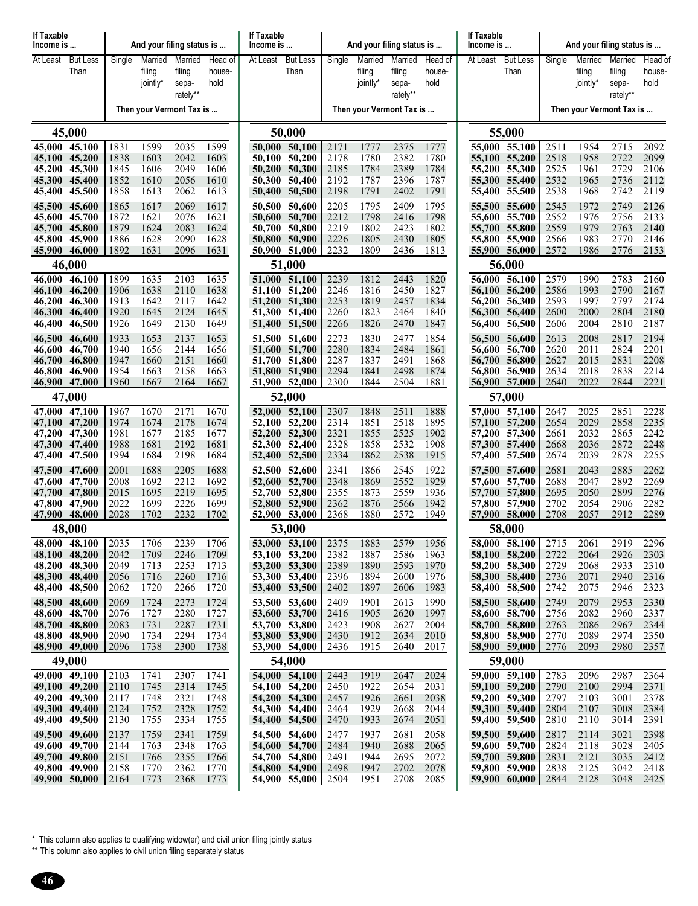| If Taxable Income is ... | | And your filing status is ... | | | | If Taxable Income is ... | | And your filing status is ... | | | | If Taxable Income is ... | | And your filing status is ... | | | |
|---|---|---|---|---|---|---|---|---|---|---|---|---|---|---|---|---|---|
| At Least | But Less Than | Single | Married filing jointly* | Married filing separately** | Head of household | At Least | But Less Than | Single | Married filing jointly* | Married filing separately** | Head of household | At Least | But Less Than | Single | Married filing jointly* | Married filing separately** | Head of household |
| | | Then your Vermont Tax is ... | | | | | | Then your Vermont Tax is ... | | | | | | Then your Vermont Tax is ... | | | |
| **45,000** | | | | | | **50,000** | | | | | | **55,000** | | | | | |
| 45,000 | 45,100 | 1831 | 1599 | 2035 | 1599 | 50,000 | 50,100 | 2171 | 1777 | 2375 | 1777 | 55,000 | 55,100 | 2511 | 1954 | 2715 | 2092 |
| 45,100 | 45,200 | 1838 | 1603 | 2042 | 1603 | 50,100 | 50,200 | 2178 | 1780 | 2382 | 1780 | 55,100 | 55,200 | 2518 | 1958 | 2722 | 2099 |
| 45,200 | 45,300 | 1845 | 1606 | 2049 | 1606 | 50,200 | 50,300 | 2185 | 1784 | 2389 | 1784 | 55,200 | 55,300 | 2525 | 1961 | 2729 | 2106 |
| 45,300 | 45,400 | 1852 | 1610 | 2056 | 1610 | 50,300 | 50,400 | 2192 | 1787 | 2396 | 1787 | 55,300 | 55,400 | 2532 | 1965 | 2736 | 2112 |
| 45,400 | 45,500 | 1858 | 1613 | 2062 | 1613 | 50,400 | 50,500 | 2198 | 1791 | 2402 | 1791 | 55,400 | 55,500 | 2538 | 1968 | 2742 | 2119 |
| 45,500 | 45,600 | 1865 | 1617 | 2069 | 1617 | 50,500 | 50,600 | 2205 | 1795 | 2409 | 1795 | 55,500 | 55,600 | 2545 | 1972 | 2749 | 2126 |
| 45,600 | 45,700 | 1872 | 1621 | 2076 | 1621 | 50,600 | 50,700 | 2212 | 1798 | 2416 | 1798 | 55,600 | 55,700 | 2552 | 1976 | 2756 | 2133 |
| 45,700 | 45,800 | 1879 | 1624 | 2083 | 1624 | 50,700 | 50,800 | 2219 | 1802 | 2423 | 1802 | 55,700 | 55,800 | 2559 | 1979 | 2763 | 2140 |
| 45,800 | 45,900 | 1886 | 1628 | 2090 | 1628 | 50,800 | 50,900 | 2226 | 1805 | 2430 | 1805 | 55,800 | 55,900 | 2566 | 1983 | 2770 | 2146 |
| 45,900 | 46,000 | 1892 | 1631 | 2096 | 1631 | 50,900 | 51,000 | 2232 | 1809 | 2436 | 1813 | 55,900 | 56,000 | 2572 | 1986 | 2776 | 2153 |
| **46,000** | | | | | | **51,000** | | | | | | **56,000** | | | | | |
| 46,000 | 46,100 | 1899 | 1635 | 2103 | 1635 | 51,000 | 51,100 | 2239 | 1812 | 2443 | 1820 | 56,000 | 56,100 | 2579 | 1990 | 2783 | 2160 |
| 46,100 | 46,200 | 1906 | 1638 | 2110 | 1638 | 51,100 | 51,200 | 2246 | 1816 | 2450 | 1827 | 56,100 | 56,200 | 2586 | 1993 | 2790 | 2167 |
| 46,200 | 46,300 | 1913 | 1642 | 2117 | 1642 | 51,200 | 51,300 | 2253 | 1819 | 2457 | 1834 | 56,200 | 56,300 | 2593 | 1997 | 2797 | 2174 |
| 46,300 | 46,400 | 1920 | 1645 | 2124 | 1645 | 51,300 | 51,400 | 2260 | 1823 | 2464 | 1840 | 56,300 | 56,400 | 2600 | 2000 | 2804 | 2180 |
| 46,400 | 46,500 | 1926 | 1649 | 2130 | 1649 | 51,400 | 51,500 | 2266 | 1826 | 2470 | 1847 | 56,400 | 56,500 | 2606 | 2004 | 2810 | 2187 |
| 46,500 | 46,600 | 1933 | 1653 | 2137 | 1653 | 51,500 | 51,600 | 2273 | 1830 | 2477 | 1854 | 56,500 | 56,600 | 2613 | 2008 | 2817 | 2194 |
| 46,600 | 46,700 | 1940 | 1656 | 2144 | 1656 | 51,600 | 51,700 | 2280 | 1834 | 2484 | 1861 | 56,600 | 56,700 | 2620 | 2011 | 2824 | 2201 |
| 46,700 | 46,800 | 1947 | 1660 | 2151 | 1660 | 51,700 | 51,800 | 2287 | 1837 | 2491 | 1868 | 56,700 | 56,800 | 2627 | 2015 | 2831 | 2208 |
| 46,800 | 46,900 | 1954 | 1663 | 2158 | 1663 | 51,800 | 51,900 | 2294 | 1841 | 2498 | 1874 | 56,800 | 56,900 | 2634 | 2018 | 2838 | 2214 |
| 46,900 | 47,000 | 1960 | 1667 | 2164 | 1667 | 51,900 | 52,000 | 2300 | 1844 | 2504 | 1881 | 56,900 | 57,000 | 2640 | 2022 | 2844 | 2221 |
| **47,000** | | | | | | **52,000** | | | | | | **57,000** | | | | | |
| 47,000 | 47,100 | 1967 | 1670 | 2171 | 1670 | 52,000 | 52,100 | 2307 | 1848 | 2511 | 1888 | 57,000 | 57,100 | 2647 | 2025 | 2851 | 2228 |
| 47,100 | 47,200 | 1974 | 1674 | 2178 | 1674 | 52,100 | 52,200 | 2314 | 1851 | 2518 | 1895 | 57,100 | 57,200 | 2654 | 2029 | 2858 | 2235 |
| 47,200 | 47,300 | 1981 | 1677 | 2185 | 1677 | 52,200 | 52,300 | 2321 | 1855 | 2525 | 1902 | 57,200 | 57,300 | 2661 | 2032 | 2865 | 2242 |
| 47,300 | 47,400 | 1988 | 1681 | 2192 | 1681 | 52,300 | 52,400 | 2328 | 1858 | 2532 | 1908 | 57,300 | 57,400 | 2668 | 2036 | 2872 | 2248 |
| 47,400 | 47,500 | 1994 | 1684 | 2198 | 1684 | 52,400 | 52,500 | 2334 | 1862 | 2538 | 1915 | 57,400 | 57,500 | 2674 | 2039 | 2878 | 2255 |
| 47,500 | 47,600 | 2001 | 1688 | 2205 | 1688 | 52,500 | 52,600 | 2341 | 1866 | 2545 | 1922 | 57,500 | 57,600 | 2681 | 2043 | 2885 | 2262 |
| 47,600 | 47,700 | 2008 | 1692 | 2212 | 1692 | 52,600 | 52,700 | 2348 | 1869 | 2552 | 1929 | 57,600 | 57,700 | 2688 | 2047 | 2892 | 2269 |
| 47,700 | 47,800 | 2015 | 1695 | 2219 | 1695 | 52,700 | 52,800 | 2355 | 1873 | 2559 | 1936 | 57,700 | 57,800 | 2695 | 2050 | 2899 | 2276 |
| 47,800 | 47,900 | 2022 | 1699 | 2226 | 1699 | 52,800 | 52,900 | 2362 | 1876 | 2566 | 1942 | 57,800 | 57,900 | 2702 | 2054 | 2906 | 2282 |
| 47,900 | 48,000 | 2028 | 1702 | 2232 | 1702 | 52,900 | 53,000 | 2368 | 1880 | 2572 | 1949 | 57,900 | 58,000 | 2708 | 2057 | 2912 | 2289 |
| **48,000** | | | | | | **53,000** | | | | | | **58,000** | | | | | |
| 48,000 | 48,100 | 2035 | 1706 | 2239 | 1706 | 53,000 | 53,100 | 2375 | 1883 | 2579 | 1956 | 58,000 | 58,100 | 2715 | 2061 | 2919 | 2296 |
| 48,100 | 48,200 | 2042 | 1709 | 2246 | 1709 | 53,100 | 53,200 | 2382 | 1887 | 2586 | 1963 | 58,100 | 58,200 | 2722 | 2064 | 2926 | 2303 |
| 48,200 | 48,300 | 2049 | 1713 | 2253 | 1713 | 53,200 | 53,300 | 2389 | 1890 | 2593 | 1970 | 58,200 | 58,300 | 2729 | 2068 | 2933 | 2310 |
| 48,300 | 48,400 | 2056 | 1716 | 2260 | 1716 | 53,300 | 53,400 | 2396 | 1894 | 2600 | 1976 | 58,300 | 58,400 | 2736 | 2071 | 2940 | 2316 |
| 48,400 | 48,500 | 2062 | 1720 | 2266 | 1720 | 53,400 | 53,500 | 2402 | 1897 | 2606 | 1983 | 58,400 | 58,500 | 2742 | 2075 | 2946 | 2323 |
| 48,500 | 48,600 | 2069 | 1724 | 2273 | 1724 | 53,500 | 53,600 | 2409 | 1901 | 2613 | 1990 | 58,500 | 58,600 | 2749 | 2079 | 2953 | 2330 |
| 48,600 | 48,700 | 2076 | 1727 | 2280 | 1727 | 53,600 | 53,700 | 2416 | 1905 | 2620 | 1997 | 58,600 | 58,700 | 2756 | 2082 | 2960 | 2337 |
| 48,700 | 48,800 | 2083 | 1731 | 2287 | 1731 | 53,700 | 53,800 | 2423 | 1908 | 2627 | 2004 | 58,700 | 58,800 | 2763 | 2086 | 2967 | 2344 |
| 48,800 | 48,900 | 2090 | 1734 | 2294 | 1734 | 53,800 | 53,900 | 2430 | 1912 | 2634 | 2010 | 58,800 | 58,900 | 2770 | 2089 | 2974 | 2350 |
| 48,900 | 49,000 | 2096 | 1738 | 2300 | 1738 | 53,900 | 54,000 | 2436 | 1915 | 2640 | 2017 | 58,900 | 59,000 | 2776 | 2093 | 2980 | 2357 |
| **49,000** | | | | | | **54,000** | | | | | | **59,000** | | | | | |
| 49,000 | 49,100 | 2103 | 1741 | 2307 | 1741 | 54,000 | 54,100 | 2443 | 1919 | 2647 | 2024 | 59,000 | 59,100 | 2783 | 2096 | 2987 | 2364 |
| 49,100 | 49,200 | 2110 | 1745 | 2314 | 1745 | 54,100 | 54,200 | 2450 | 1922 | 2654 | 2031 | 59,100 | 59,200 | 2790 | 2100 | 2994 | 2371 |
| 49,200 | 49,300 | 2117 | 1748 | 2321 | 1748 | 54,200 | 54,300 | 2457 | 1926 | 2661 | 2038 | 59,200 | 59,300 | 2797 | 2103 | 3001 | 2378 |
| 49,300 | 49,400 | 2124 | 1752 | 2328 | 1752 | 54,300 | 54,400 | 2464 | 1929 | 2668 | 2044 | 59,300 | 59,400 | 2804 | 2107 | 3008 | 2384 |
| 49,400 | 49,500 | 2130 | 1755 | 2334 | 1755 | 54,400 | 54,500 | 2470 | 1933 | 2674 | 2051 | 59,400 | 59,500 | 2810 | 2110 | 3014 | 2391 |
| 49,500 | 49,600 | 2137 | 1759 | 2341 | 1759 | 54,500 | 54,600 | 2477 | 1937 | 2681 | 2058 | 59,500 | 59,600 | 2817 | 2114 | 3021 | 2398 |
| 49,600 | 49,700 | 2144 | 1763 | 2348 | 1763 | 54,600 | 54,700 | 2484 | 1940 | 2688 | 2065 | 59,600 | 59,700 | 2824 | 2118 | 3028 | 2405 |
| 49,700 | 49,800 | 2151 | 1766 | 2355 | 1766 | 54,700 | 54,800 | 2491 | 1944 | 2695 | 2072 | 59,700 | 59,800 | 2831 | 2121 | 3035 | 2412 |
| 49,800 | 49,900 | 2158 | 1770 | 2362 | 1770 | 54,800 | 54,900 | 2498 | 1947 | 2702 | 2078 | 59,800 | 59,900 | 2838 | 2125 | 3042 | 2418 |
| 49,900 | 50,000 | 2164 | 1773 | 2368 | 1773 | 54,900 | 55,000 | 2504 | 1951 | 2708 | 2085 | 59,900 | 60,000 | 2844 | 2128 | 3048 | 2425 |

\* This column also applies to qualifying widow(er) and civil union filing jointly status

\** This column also applies to civil union filing separately status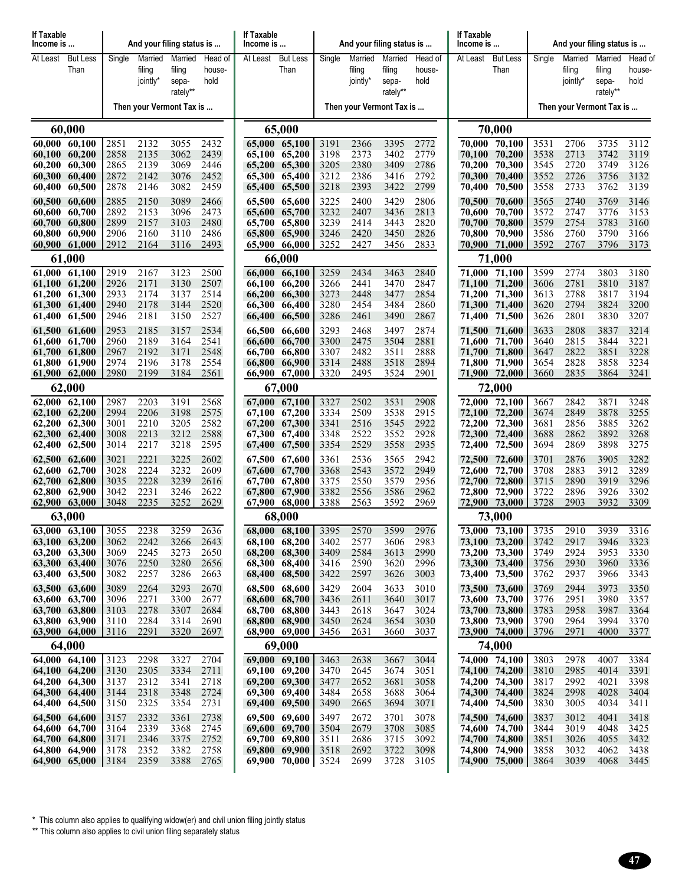| If Taxable Income is ... | | And your filing status is ... | | | |
|---|---|---|---|---|---|
| At Least | But Less Than | Single | Married filing jointly* | Married filing separately** | Head of household |
| | | Then your Vermont Tax is ... | | | |
| **60,000** | | | | | |
| 60,000 | 60,100 | 2851 | 2132 | 3055 | 2432 |
| 60,100 | 60,200 | 2858 | 2135 | 3062 | 2439 |
| 60,200 | 60,300 | 2865 | 2139 | 3069 | 2446 |
| 60,300 | 60,400 | 2872 | 2142 | 3076 | 2452 |
| 60,400 | 60,500 | 2878 | 2146 | 3082 | 2459 |
| 60,500 | 60,600 | 2885 | 2150 | 3089 | 2466 |
| 60,600 | 60,700 | 2892 | 2153 | 3096 | 2473 |
| 60,700 | 60,800 | 2899 | 2157 | 3103 | 2480 |
| 60,800 | 60,900 | 2906 | 2160 | 3110 | 2486 |
| 60,900 | 61,000 | 2912 | 2164 | 3116 | 2493 |
| **61,000** | | | | | |
| 61,000 | 61,100 | 2919 | 2167 | 3123 | 2500 |
| 61,100 | 61,200 | 2926 | 2171 | 3130 | 2507 |
| 61,200 | 61,300 | 2933 | 2174 | 3137 | 2514 |
| 61,300 | 61,400 | 2940 | 2178 | 3144 | 2520 |
| 61,400 | 61,500 | 2946 | 2181 | 3150 | 2527 |
| 61,500 | 61,600 | 2953 | 2185 | 3157 | 2534 |
| 61,600 | 61,700 | 2960 | 2189 | 3164 | 2541 |
| 61,700 | 61,800 | 2967 | 2192 | 3171 | 2548 |
| 61,800 | 61,900 | 2974 | 2196 | 3178 | 2554 |
| 61,900 | 62,000 | 2980 | 2199 | 3184 | 2561 |
| **62,000** | | | | | |
| 62,000 | 62,100 | 2987 | 2203 | 3191 | 2568 |
| 62,100 | 62,200 | 2994 | 2206 | 3198 | 2575 |
| 62,200 | 62,300 | 3001 | 2210 | 3205 | 2582 |
| 62,300 | 62,400 | 3008 | 2213 | 3212 | 2588 |
| 62,400 | 62,500 | 3014 | 2217 | 3218 | 2595 |
| 62,500 | 62,600 | 3021 | 2221 | 3225 | 2602 |
| 62,600 | 62,700 | 3028 | 2224 | 3232 | 2609 |
| 62,700 | 62,800 | 3035 | 2228 | 3239 | 2616 |
| 62,800 | 62,900 | 3042 | 2231 | 3246 | 2622 |
| 62,900 | 63,000 | 3048 | 2235 | 3252 | 2629 |
| **63,000** | | | | | |
| 63,000 | 63,100 | 3055 | 2238 | 3259 | 2636 |
| 63,100 | 63,200 | 3062 | 2242 | 3266 | 2643 |
| 63,200 | 63,300 | 3069 | 2245 | 3273 | 2650 |
| 63,300 | 63,400 | 3076 | 2250 | 3280 | 2656 |
| 63,400 | 63,500 | 3082 | 2257 | 3286 | 2663 |
| 63,500 | 63,600 | 3089 | 2264 | 3293 | 2670 |
| 63,600 | 63,700 | 3096 | 2271 | 3300 | 2677 |
| 63,700 | 63,800 | 3103 | 2278 | 3307 | 2684 |
| 63,800 | 63,900 | 3110 | 2284 | 3314 | 2690 |
| 63,900 | 64,000 | 3116 | 2291 | 3320 | 2697 |
| **64,000** | | | | | |
| 64,000 | 64,100 | 3123 | 2298 | 3327 | 2704 |
| 64,100 | 64,200 | 3130 | 2305 | 3334 | 2711 |
| 64,200 | 64,300 | 3137 | 2312 | 3341 | 2718 |
| 64,300 | 64,400 | 3144 | 2318 | 3348 | 2724 |
| 64,400 | 64,500 | 3150 | 2325 | 3354 | 2731 |
| 64,500 | 64,600 | 3157 | 2332 | 3361 | 2738 |
| 64,600 | 64,700 | 3164 | 2339 | 3368 | 2745 |
| 64,700 | 64,800 | 3171 | 2346 | 3375 | 2752 |
| 64,800 | 64,900 | 3178 | 2352 | 3382 | 2758 |
| 64,900 | 65,000 | 3184 | 2359 | 3388 | 2765 |
| **65,000** | | | | | |
| 65,000 | 65,100 | 3191 | 2366 | 3395 | 2772 |
| 65,100 | 65,200 | 3198 | 2373 | 3402 | 2779 |
| 65,200 | 65,300 | 3205 | 2380 | 3409 | 2786 |
| 65,300 | 65,400 | 3212 | 2386 | 3416 | 2792 |
| 65,400 | 65,500 | 3218 | 2393 | 3422 | 2799 |
| 65,500 | 65,600 | 3225 | 2400 | 3429 | 2806 |
| 65,600 | 65,700 | 3232 | 2407 | 3436 | 2813 |
| 65,700 | 65,800 | 3239 | 2414 | 3443 | 2820 |
| 65,800 | 65,900 | 3246 | 2420 | 3450 | 2826 |
| 65,900 | 66,000 | 3252 | 2427 | 3456 | 2833 |
| **66,000** | | | | | |
| 66,000 | 66,100 | 3259 | 2434 | 3463 | 2840 |
| 66,100 | 66,200 | 3266 | 2441 | 3470 | 2847 |
| 66,200 | 66,300 | 3273 | 2448 | 3477 | 2854 |
| 66,300 | 66,400 | 3280 | 2454 | 3484 | 2860 |
| 66,400 | 66,500 | 3286 | 2461 | 3490 | 2867 |
| 66,500 | 66,600 | 3293 | 2468 | 3497 | 2874 |
| 66,600 | 66,700 | 3300 | 2475 | 3504 | 2881 |
| 66,700 | 66,800 | 3307 | 2482 | 3511 | 2888 |
| 66,800 | 66,900 | 3314 | 2488 | 3518 | 2894 |
| 66,900 | 67,000 | 3320 | 2495 | 3524 | 2901 |
| **67,000** | | | | | |
| 67,000 | 67,100 | 3327 | 2502 | 3531 | 2908 |
| 67,100 | 67,200 | 3334 | 2509 | 3538 | 2915 |
| 67,200 | 67,300 | 3341 | 2516 | 3545 | 2922 |
| 67,300 | 67,400 | 3348 | 2522 | 3552 | 2928 |
| 67,400 | 67,500 | 3354 | 2529 | 3558 | 2935 |
| 67,500 | 67,600 | 3361 | 2536 | 3565 | 2942 |
| 67,600 | 67,700 | 3368 | 2543 | 3572 | 2949 |
| 67,700 | 67,800 | 3375 | 2550 | 3579 | 2956 |
| 67,800 | 67,900 | 3382 | 2556 | 3586 | 2962 |
| 67,900 | 68,000 | 3388 | 2563 | 3592 | 2969 |
| **68,000** | | | | | |
| 68,000 | 68,100 | 3395 | 2570 | 3599 | 2976 |
| 68,100 | 68,200 | 3402 | 2577 | 3606 | 2983 |
| 68,200 | 68,300 | 3409 | 2584 | 3613 | 2990 |
| 68,300 | 68,400 | 3416 | 2590 | 3620 | 2996 |
| 68,400 | 68,500 | 3422 | 2597 | 3626 | 3003 |
| 68,500 | 68,600 | 3429 | 2604 | 3633 | 3010 |
| 68,600 | 68,700 | 3436 | 2611 | 3640 | 3017 |
| 68,700 | 68,800 | 3443 | 2618 | 3647 | 3024 |
| 68,800 | 68,900 | 3450 | 2624 | 3654 | 3030 |
| 68,900 | 69,000 | 3456 | 2631 | 3660 | 3037 |
| **69,000** | | | | | |
| 69,000 | 69,100 | 3463 | 2638 | 3667 | 3044 |
| 69,100 | 69,200 | 3470 | 2645 | 3674 | 3051 |
| 69,200 | 69,300 | 3477 | 2652 | 3681 | 3058 |
| 69,300 | 69,400 | 3484 | 2658 | 3688 | 3064 |
| 69,400 | 69,500 | 3490 | 2665 | 3694 | 3071 |
| 69,500 | 69,600 | 3497 | 2672 | 3701 | 3078 |
| 69,600 | 69,700 | 3504 | 2679 | 3708 | 3085 |
| 69,700 | 69,800 | 3511 | 2686 | 3715 | 3092 |
| 69,800 | 69,900 | 3518 | 2692 | 3722 | 3098 |
| 69,900 | 70,000 | 3524 | 2699 | 3728 | 3105 |
| **70,000** | | | | | |
| 70,000 | 70,100 | 3531 | 2706 | 3735 | 3112 |
| 70,100 | 70,200 | 3538 | 2713 | 3742 | 3119 |
| 70,200 | 70,300 | 3545 | 2720 | 3749 | 3126 |
| 70,300 | 70,400 | 3552 | 2726 | 3756 | 3132 |
| 70,400 | 70,500 | 3558 | 2733 | 3762 | 3139 |
| 70,500 | 70,600 | 3565 | 2740 | 3769 | 3146 |
| 70,600 | 70,700 | 3572 | 2747 | 3776 | 3153 |
| 70,700 | 70,800 | 3579 | 2754 | 3783 | 3160 |
| 70,800 | 70,900 | 3586 | 2760 | 3790 | 3166 |
| 70,900 | 71,000 | 3592 | 2767 | 3796 | 3173 |
| **71,000** | | | | | |
| 71,000 | 71,100 | 3599 | 2774 | 3803 | 3180 |
| 71,100 | 71,200 | 3606 | 2781 | 3810 | 3187 |
| 71,200 | 71,300 | 3613 | 2788 | 3817 | 3194 |
| 71,300 | 71,400 | 3620 | 2794 | 3824 | 3200 |
| 71,400 | 71,500 | 3626 | 2801 | 3830 | 3207 |
| 71,500 | 71,600 | 3633 | 2808 | 3837 | 3214 |
| 71,600 | 71,700 | 3640 | 2815 | 3844 | 3221 |
| 71,700 | 71,800 | 3647 | 2822 | 3851 | 3228 |
| 71,800 | 71,900 | 3654 | 2828 | 3858 | 3234 |
| 71,900 | 72,000 | 3660 | 2835 | 3864 | 3241 |
| **72,000** | | | | | |
| 72,000 | 72,100 | 3667 | 2842 | 3871 | 3248 |
| 72,100 | 72,200 | 3674 | 2849 | 3878 | 3255 |
| 72,200 | 72,300 | 3681 | 2856 | 3885 | 3262 |
| 72,300 | 72,400 | 3688 | 2862 | 3892 | 3268 |
| 72,400 | 72,500 | 3694 | 2869 | 3898 | 3275 |
| 72,500 | 72,600 | 3701 | 2876 | 3905 | 3282 |
| 72,600 | 72,700 | 3708 | 2883 | 3912 | 3289 |
| 72,700 | 72,800 | 3715 | 2890 | 3919 | 3296 |
| 72,800 | 72,900 | 3722 | 2896 | 3926 | 3302 |
| 72,900 | 73,000 | 3728 | 2903 | 3932 | 3309 |
| **73,000** | | | | | |
| 73,000 | 73,100 | 3735 | 2910 | 3939 | 3316 |
| 73,100 | 73,200 | 3742 | 2917 | 3946 | 3323 |
| 73,200 | 73,300 | 3749 | 2924 | 3953 | 3330 |
| 73,300 | 73,400 | 3756 | 2930 | 3960 | 3336 |
| 73,400 | 73,500 | 3762 | 2937 | 3966 | 3343 |
| 73,500 | 73,600 | 3769 | 2944 | 3973 | 3350 |
| 73,600 | 73,700 | 3776 | 2951 | 3980 | 3357 |
| 73,700 | 73,800 | 3783 | 2958 | 3987 | 3364 |
| 73,800 | 73,900 | 3790 | 2964 | 3994 | 3370 |
| 73,900 | 74,000 | 3796 | 2971 | 4000 | 3377 |
| **74,000** | | | | | |
| 74,000 | 74,100 | 3803 | 2978 | 4007 | 3384 |
| 74,100 | 74,200 | 3810 | 2985 | 4014 | 3391 |
| 74,200 | 74,300 | 3817 | 2992 | 4021 | 3398 |
| 74,300 | 74,400 | 3824 | 2998 | 4028 | 3404 |
| 74,400 | 74,500 | 3830 | 3005 | 4034 | 3411 |
| 74,500 | 74,600 | 3837 | 3012 | 4041 | 3418 |
| 74,600 | 74,700 | 3844 | 3019 | 4048 | 3425 |
| 74,700 | 74,800 | 3851 | 3026 | 4055 | 3432 |
| 74,800 | 74,900 | 3858 | 3032 | 4062 | 3438 |
| 74,900 | 75,000 | 3864 | 3039 | 4068 | 3445 |

* This column also applies to qualifying widow(er) and civil union filing jointly status

** This column also applies to civil union filing separately status